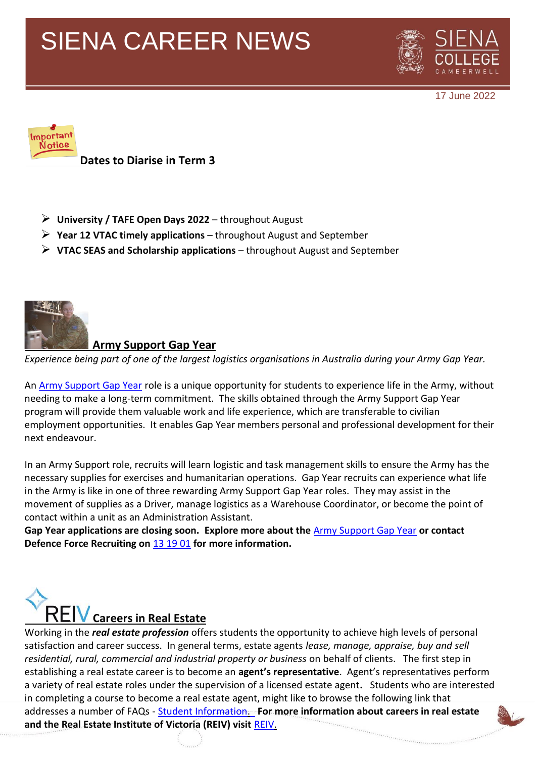# SIENA CAREER NEWS

17 June 2022

## Dates to Diarise in Term 3

- **University / TAFE Open Days 2022** – throughout August
- **Year 12 VTAC timely applications** – throughout August and September
- **VTAC SEAS and Scholarship applications** – throughout August and September

## Army Support Gap Year

*Experience being part of one of the largest logistics organisations in Australia during your Army Gap Year.*

An Army Support Gap Year role is a unique opportunity for students to experience life in the Army, without needing to make a long-term commitment. The skills obtained through the Army Support Gap Year program will provide them valuable work and life experience, which are transferable to civilian employment opportunities. It enables Gap Year members personal and professional development for their next endeavour.

In an Army Support role, recruits will learn logistic and task management skills to ensure the Army has the necessary supplies for exercises and humanitarian operations. Gap Year recruits can experience what life in the Army is like in one of three rewarding Army Support Gap Year roles. They may assist in the movement of supplies as a Driver, manage logistics as a Warehouse Coordinator, or become the point of contact within a unit as an Administration Assistant.

**Gap Year applications are closing soon. Explore more about the** Army Support Gap Year **or contact Defence Force Recruiting on** 13 19 01 **for more information.**

## REIV Careers in Real Estate

Working in the ***real estate profession*** offers students the opportunity to achieve high levels of personal satisfaction and career success. In general terms, estate agents *lease, manage, appraise, buy and sell residential, rural, commercial and industrial property or business* on behalf of clients. The first step in establishing a real estate career is to become an **agent's representative**. Agent's representatives perform a variety of real estate roles under the supervision of a licensed estate agent**.** Students who are interested in completing a course to become a real estate agent, might like to browse the following link that addresses a number of FAQs - Student Information. **For more information about careers in real estate and the Real Estate Institute of Victoria (REIV) visit** REIV.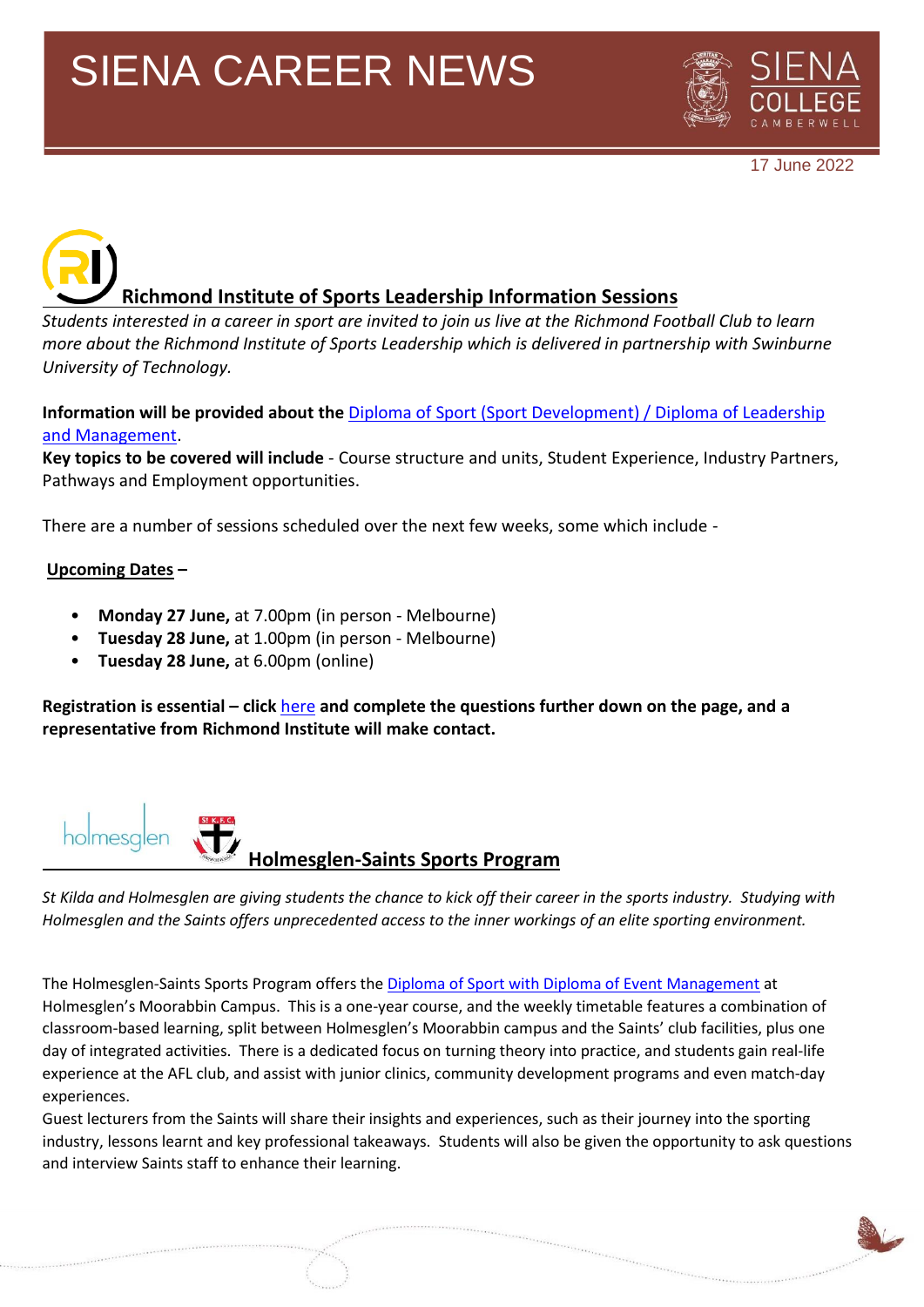# SIENA CAREER NEWS

17 June 2022

## Richmond Institute of Sports Leadership Information Sessions

*Students interested in a career in sport are invited to join us live at the Richmond Football Club to learn more about the Richmond Institute of Sports Leadership which is delivered in partnership with Swinburne University of Technology.*

**Information will be provided about the** Diploma of Sport (Sport Development) / Diploma of Leadership and Management.
**Key topics to be covered will include** - Course structure and units, Student Experience, Industry Partners, Pathways and Employment opportunities.

There are a number of sessions scheduled over the next few weeks, some which include -

**Upcoming Dates –**

- **Monday 27 June,** at 7.00pm (in person - Melbourne)
- **Tuesday 28 June,** at 1.00pm (in person - Melbourne)
- **Tuesday 28 June,** at 6.00pm (online)

**Registration is essential – click here and complete the questions further down on the page, and a representative from Richmond Institute will make contact.**

## Holmesglen-Saints Sports Program

*St Kilda and Holmesglen are giving students the chance to kick off their career in the sports industry. Studying with Holmesglen and the Saints offers unprecedented access to the inner workings of an elite sporting environment.*

The Holmesglen-Saints Sports Program offers the Diploma of Sport with Diploma of Event Management at Holmesglen's Moorabbin Campus. This is a one-year course, and the weekly timetable features a combination of classroom-based learning, split between Holmesglen's Moorabbin campus and the Saints' club facilities, plus one day of integrated activities. There is a dedicated focus on turning theory into practice, and students gain real-life experience at the AFL club, and assist with junior clinics, community development programs and even match-day experiences.
Guest lecturers from the Saints will share their insights and experiences, such as their journey into the sporting industry, lessons learnt and key professional takeaways. Students will also be given the opportunity to ask questions and interview Saints staff to enhance their learning.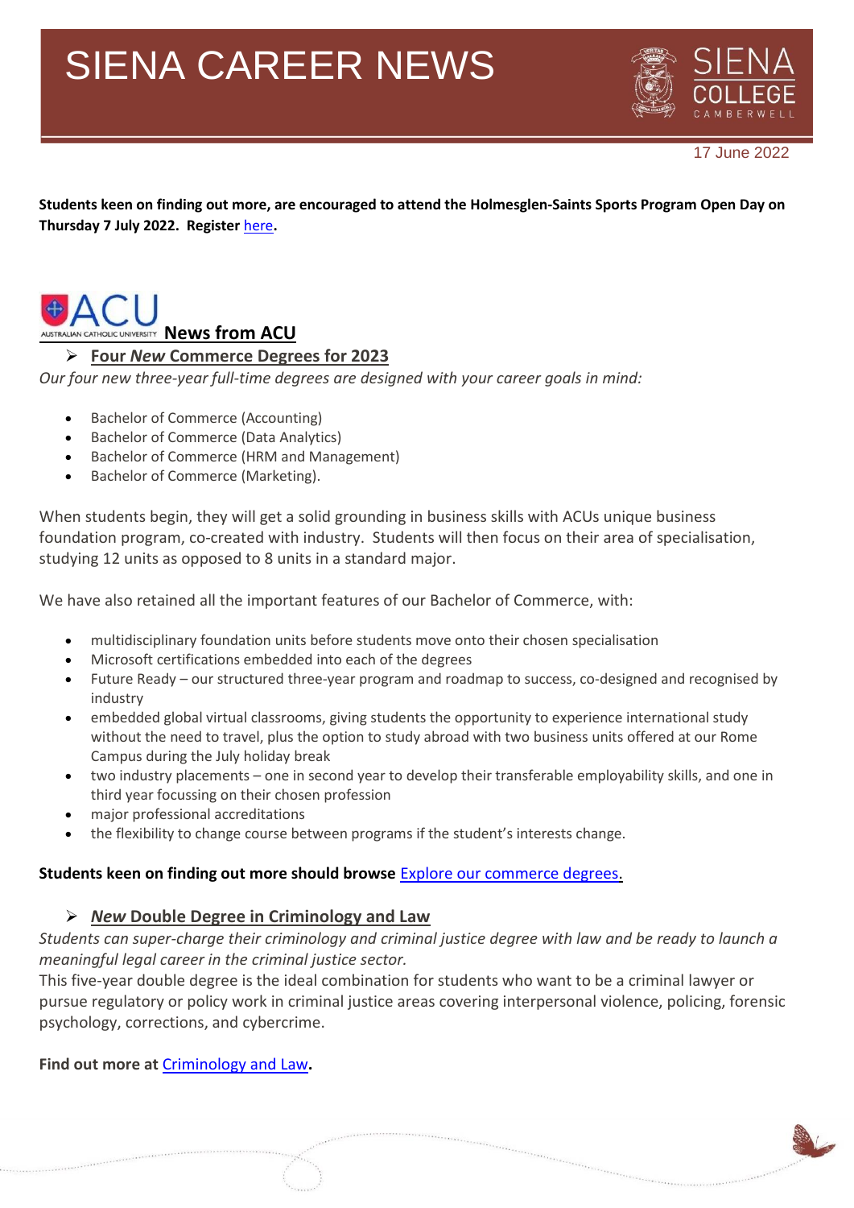**Students keen on finding out more, are encouraged to attend the Holmesglen-Saints Sports Program Open Day on Thursday 7 July 2022. Register here.**

## News from ACU

### ➢ Four *New* Commerce Degrees for 2023

*Our four new three-year full-time degrees are designed with your career goals in mind:*

- Bachelor of Commerce (Accounting)
- Bachelor of Commerce (Data Analytics)
- Bachelor of Commerce (HRM and Management)
- Bachelor of Commerce (Marketing).

When students begin, they will get a solid grounding in business skills with ACUs unique business foundation program, co-created with industry. Students will then focus on their area of specialisation, studying 12 units as opposed to 8 units in a standard major.

We have also retained all the important features of our Bachelor of Commerce, with:

- multidisciplinary foundation units before students move onto their chosen specialisation
- Microsoft certifications embedded into each of the degrees
- Future Ready – our structured three-year program and roadmap to success, co-designed and recognised by industry
- embedded global virtual classrooms, giving students the opportunity to experience international study without the need to travel, plus the option to study abroad with two business units offered at our Rome Campus during the July holiday break
- two industry placements – one in second year to develop their transferable employability skills, and one in third year focussing on their chosen profession
- major professional accreditations
- the flexibility to change course between programs if the student's interests change.

**Students keen on finding out more should browse** Explore our commerce degrees.

### ➢ *New* Double Degree in Criminology and Law

*Students can super-charge their criminology and criminal justice degree with law and be ready to launch a meaningful legal career in the criminal justice sector.*

This five-year double degree is the ideal combination for students who want to be a criminal lawyer or pursue regulatory or policy work in criminal justice areas covering interpersonal violence, policing, forensic psychology, corrections, and cybercrime.

**Find out more at** Criminology and Law**.**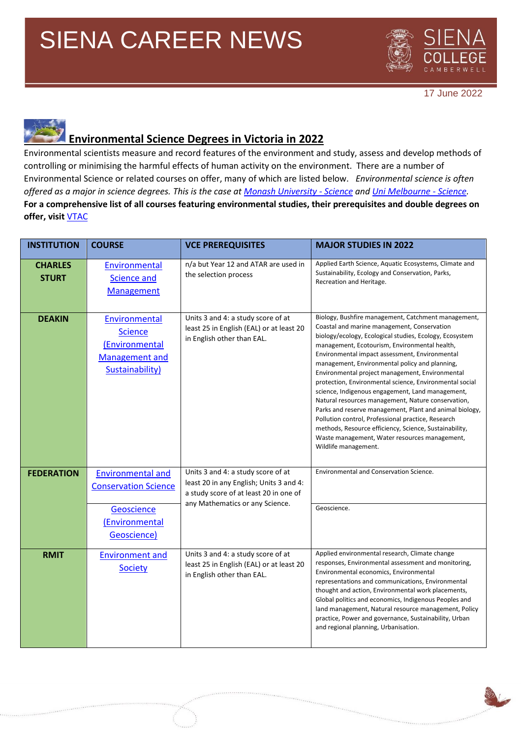## Environmental Science Degrees in Victoria in 2022

Environmental scientists measure and record features of the environment and study, assess and develop methods of controlling or minimising the harmful effects of human activity on the environment. There are a number of Environmental Science or related courses on offer, many of which are listed below. *Environmental science is often offered as a major in science degrees. This is the case at Monash University - Science and Uni Melbourne - Science.*

**For a comprehensive list of all courses featuring environmental studies, their prerequisites and double degrees on offer, visit VTAC**

| INSTITUTION | COURSE | VCE PREREQUISITES | MAJOR STUDIES IN 2022 |
|---|---|---|---|
| CHARLES STURT | Environmental Science and Management | n/a but Year 12 and ATAR are used in the selection process | Applied Earth Science, Aquatic Ecosystems, Climate and Sustainability, Ecology and Conservation, Parks, Recreation and Heritage. |
| DEAKIN | Environmental Science (Environmental Management and Sustainability) | Units 3 and 4: a study score of at least 25 in English (EAL) or at least 20 in English other than EAL. | Biology, Bushfire management, Catchment management, Coastal and marine management, Conservation biology/ecology, Ecological studies, Ecology, Ecosystem management, Ecotourism, Environmental health, Environmental impact assessment, Environmental management, Environmental policy and planning, Environmental project management, Environmental protection, Environmental science, Environmental social science, Indigenous engagement, Land management, Natural resources management, Nature conservation, Parks and reserve management, Plant and animal biology, Pollution control, Professional practice, Research methods, Resource efficiency, Science, Sustainability, Waste management, Water resources management, Wildlife management. |
| FEDERATION | Environmental and Conservation Science | Units 3 and 4: a study score of at least 20 in any English; Units 3 and 4: a study score of at least 20 in one of any Mathematics or any Science. | Environmental and Conservation Science. |
| | Geoscience (Environmental Geoscience) | | Geoscience. |
| RMIT | Environment and Society | Units 3 and 4: a study score of at least 25 in English (EAL) or at least 20 in English other than EAL. | Applied environmental research, Climate change responses, Environmental assessment and monitoring, Environmental economics, Environmental representations and communications, Environmental thought and action, Environmental work placements, Global politics and economics, Indigenous Peoples and land management, Natural resource management, Policy practice, Power and governance, Sustainability, Urban and regional planning, Urbanisation. |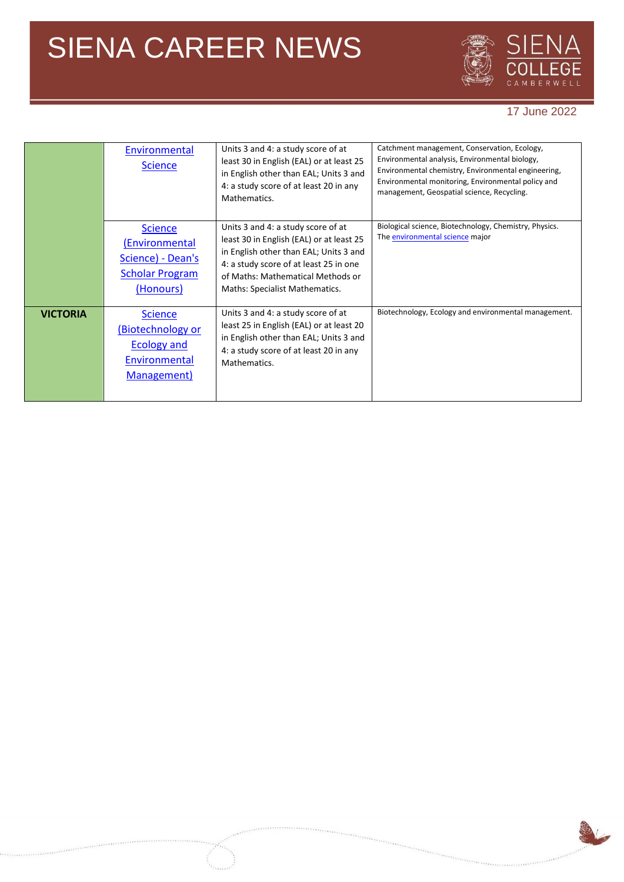| | | | |
|---|---|---|---|
| | Environmental Science | Units 3 and 4: a study score of at least 30 in English (EAL) or at least 25 in English other than EAL; Units 3 and 4: a study score of at least 20 in any Mathematics. | Catchment management, Conservation, Ecology, Environmental analysis, Environmental biology, Environmental chemistry, Environmental engineering, Environmental monitoring, Environmental policy and management, Geospatial science, Recycling. |
| | Science (Environmental Science) - Dean's Scholar Program (Honours) | Units 3 and 4: a study score of at least 30 in English (EAL) or at least 25 in English other than EAL; Units 3 and 4: a study score of at least 25 in one of Maths: Mathematical Methods or Maths: Specialist Mathematics. | Biological science, Biotechnology, Chemistry, Physics. The environmental science major |
| **VICTORIA** | Science (Biotechnology or Ecology and Environmental Management) | Units 3 and 4: a study score of at least 25 in English (EAL) or at least 20 in English other than EAL; Units 3 and 4: a study score of at least 20 in any Mathematics. | Biotechnology, Ecology and environmental management. |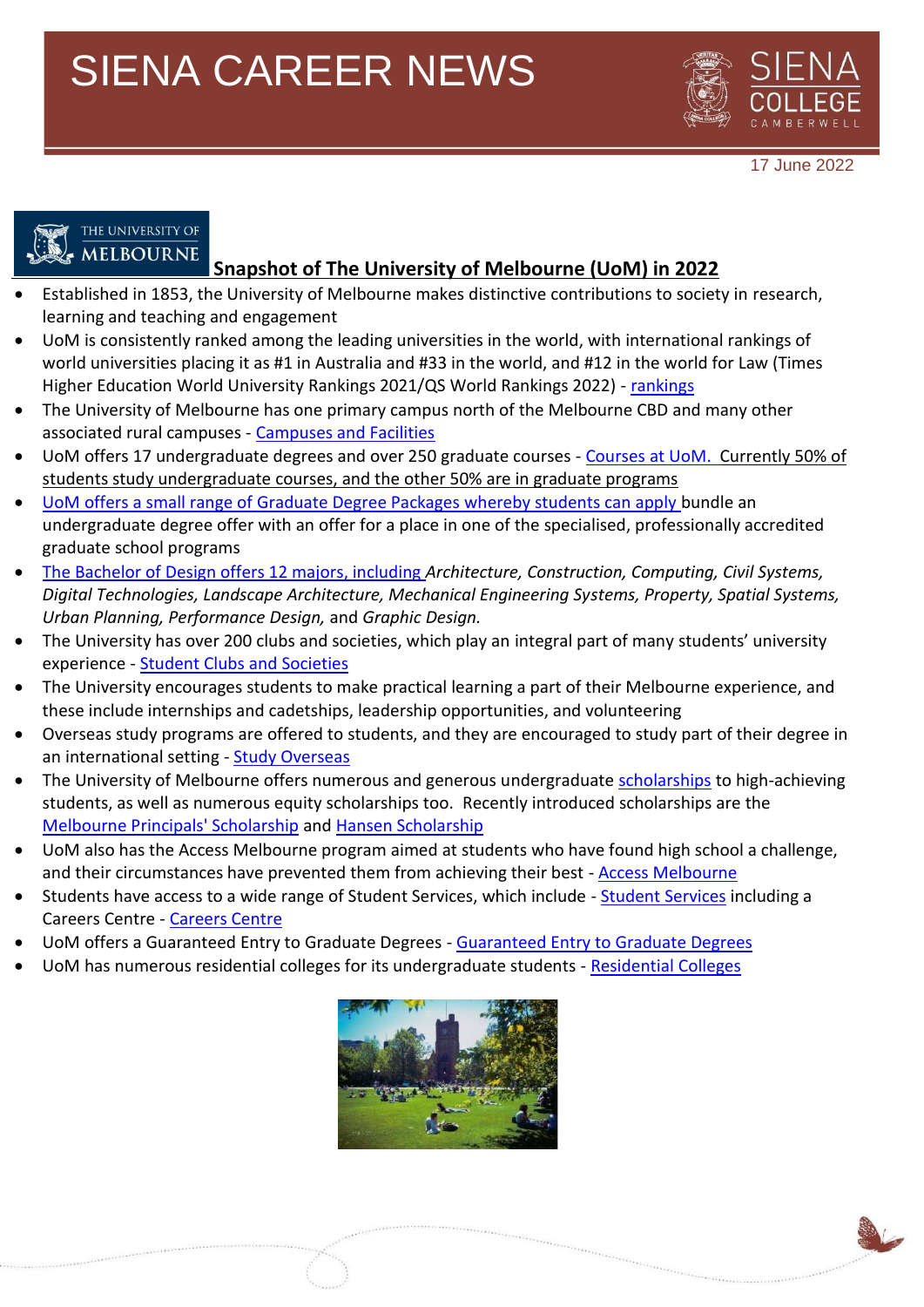# SIENA CAREER NEWS

17 June 2022

## Snapshot of The University of Melbourne (UoM) in 2022

- Established in 1853, the University of Melbourne makes distinctive contributions to society in research, learning and teaching and engagement
- UoM is consistently ranked among the leading universities in the world, with international rankings of world universities placing it as #1 in Australia and #33 in the world, and #12 in the world for Law (Times Higher Education World University Rankings 2021/QS World Rankings 2022) - rankings
- The University of Melbourne has one primary campus north of the Melbourne CBD and many other associated rural campuses - Campuses and Facilities
- UoM offers 17 undergraduate degrees and over 250 graduate courses - Courses at UoM. Currently 50% of students study undergraduate courses, and the other 50% are in graduate programs
- UoM offers a small range of Graduate Degree Packages whereby students can apply bundle an undergraduate degree offer with an offer for a place in one of the specialised, professionally accredited graduate school programs
- The Bachelor of Design offers 12 majors, including *Architecture, Construction, Computing, Civil Systems, Digital Technologies, Landscape Architecture, Mechanical Engineering Systems, Property, Spatial Systems, Urban Planning, Performance Design,* and *Graphic Design.*
- The University has over 200 clubs and societies, which play an integral part of many students' university experience - Student Clubs and Societies
- The University encourages students to make practical learning a part of their Melbourne experience, and these include internships and cadetships, leadership opportunities, and volunteering
- Overseas study programs are offered to students, and they are encouraged to study part of their degree in an international setting - Study Overseas
- The University of Melbourne offers numerous and generous undergraduate scholarships to high-achieving students, as well as numerous equity scholarships too. Recently introduced scholarships are the Melbourne Principals' Scholarship and Hansen Scholarship
- UoM also has the Access Melbourne program aimed at students who have found high school a challenge, and their circumstances have prevented them from achieving their best - Access Melbourne
- Students have access to a wide range of Student Services, which include - Student Services including a Careers Centre - Careers Centre
- UoM offers a Guaranteed Entry to Graduate Degrees - Guaranteed Entry to Graduate Degrees
- UoM has numerous residential colleges for its undergraduate students - Residential Colleges